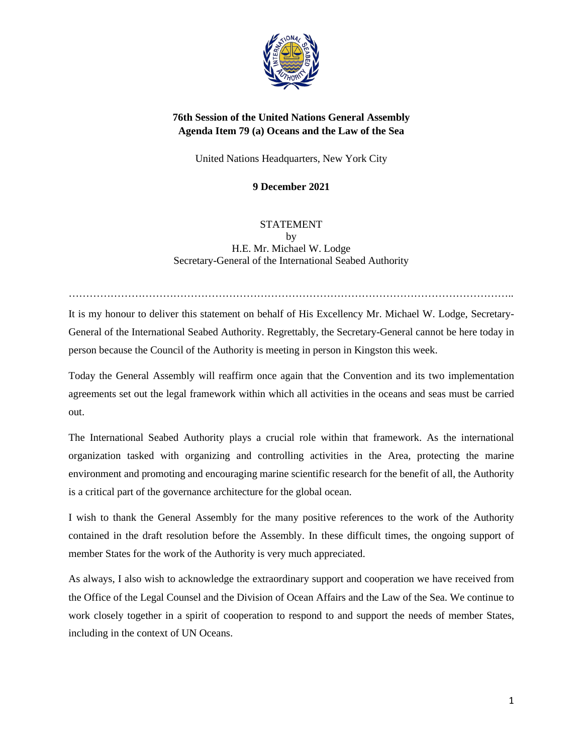**76th Session of the United Nations General Assembly**
**Agenda Item 79 (a) Oceans and the Law of the Sea**

United Nations Headquarters, New York City

**9 December 2021**

STATEMENT
by
H.E. Mr. Michael W. Lodge
Secretary-General of the International Seabed Authority

……………………………………………………………………………………………………………..

It is my honour to deliver this statement on behalf of His Excellency Mr. Michael W. Lodge, Secretary-General of the International Seabed Authority. Regrettably, the Secretary-General cannot be here today in person because the Council of the Authority is meeting in person in Kingston this week.

Today the General Assembly will reaffirm once again that the Convention and its two implementation agreements set out the legal framework within which all activities in the oceans and seas must be carried out.

The International Seabed Authority plays a crucial role within that framework. As the international organization tasked with organizing and controlling activities in the Area, protecting the marine environment and promoting and encouraging marine scientific research for the benefit of all, the Authority is a critical part of the governance architecture for the global ocean.

I wish to thank the General Assembly for the many positive references to the work of the Authority contained in the draft resolution before the Assembly. In these difficult times, the ongoing support of member States for the work of the Authority is very much appreciated.

As always, I also wish to acknowledge the extraordinary support and cooperation we have received from the Office of the Legal Counsel and the Division of Ocean Affairs and the Law of the Sea. We continue to work closely together in a spirit of cooperation to respond to and support the needs of member States, including in the context of UN Oceans.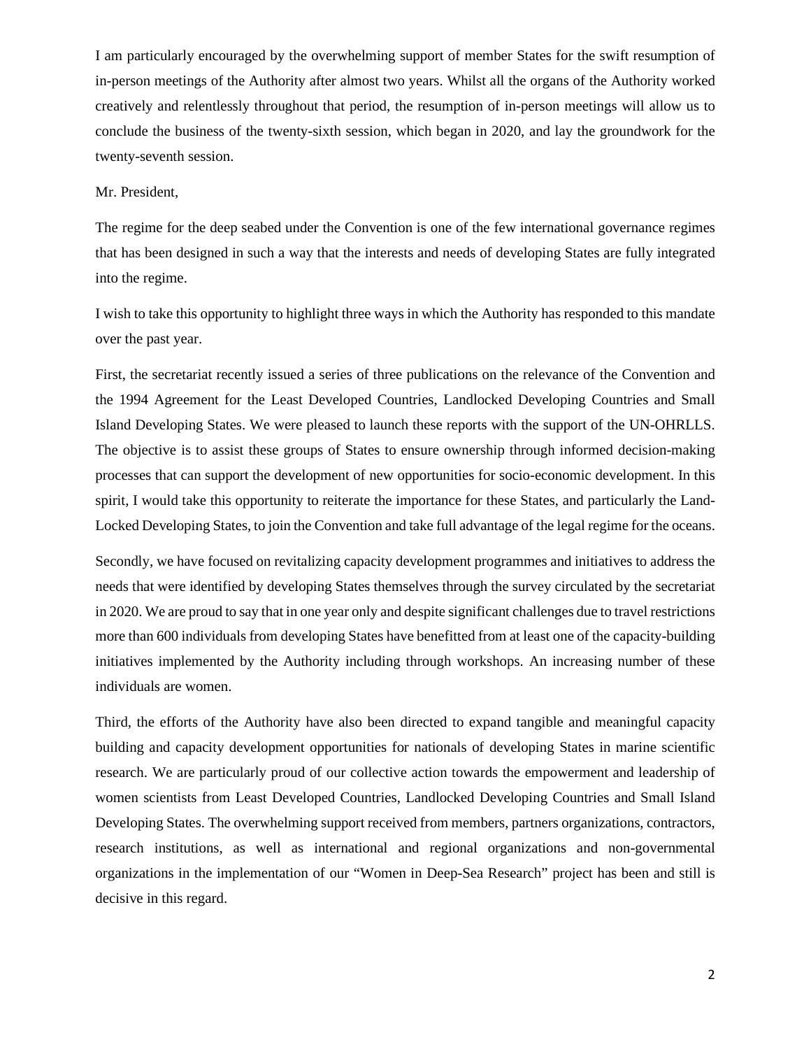I am particularly encouraged by the overwhelming support of member States for the swift resumption of in-person meetings of the Authority after almost two years. Whilst all the organs of the Authority worked creatively and relentlessly throughout that period, the resumption of in-person meetings will allow us to conclude the business of the twenty-sixth session, which began in 2020, and lay the groundwork for the twenty-seventh session.

Mr. President,

The regime for the deep seabed under the Convention is one of the few international governance regimes that has been designed in such a way that the interests and needs of developing States are fully integrated into the regime.

I wish to take this opportunity to highlight three ways in which the Authority has responded to this mandate over the past year.

First, the secretariat recently issued a series of three publications on the relevance of the Convention and the 1994 Agreement for the Least Developed Countries, Landlocked Developing Countries and Small Island Developing States. We were pleased to launch these reports with the support of the UN-OHRLLS. The objective is to assist these groups of States to ensure ownership through informed decision-making processes that can support the development of new opportunities for socio-economic development. In this spirit, I would take this opportunity to reiterate the importance for these States, and particularly the Land-Locked Developing States, to join the Convention and take full advantage of the legal regime for the oceans.

Secondly, we have focused on revitalizing capacity development programmes and initiatives to address the needs that were identified by developing States themselves through the survey circulated by the secretariat in 2020. We are proud to say that in one year only and despite significant challenges due to travel restrictions more than 600 individuals from developing States have benefitted from at least one of the capacity-building initiatives implemented by the Authority including through workshops. An increasing number of these individuals are women.

Third, the efforts of the Authority have also been directed to expand tangible and meaningful capacity building and capacity development opportunities for nationals of developing States in marine scientific research. We are particularly proud of our collective action towards the empowerment and leadership of women scientists from Least Developed Countries, Landlocked Developing Countries and Small Island Developing States. The overwhelming support received from members, partners organizations, contractors, research institutions, as well as international and regional organizations and non-governmental organizations in the implementation of our "Women in Deep-Sea Research" project has been and still is decisive in this regard.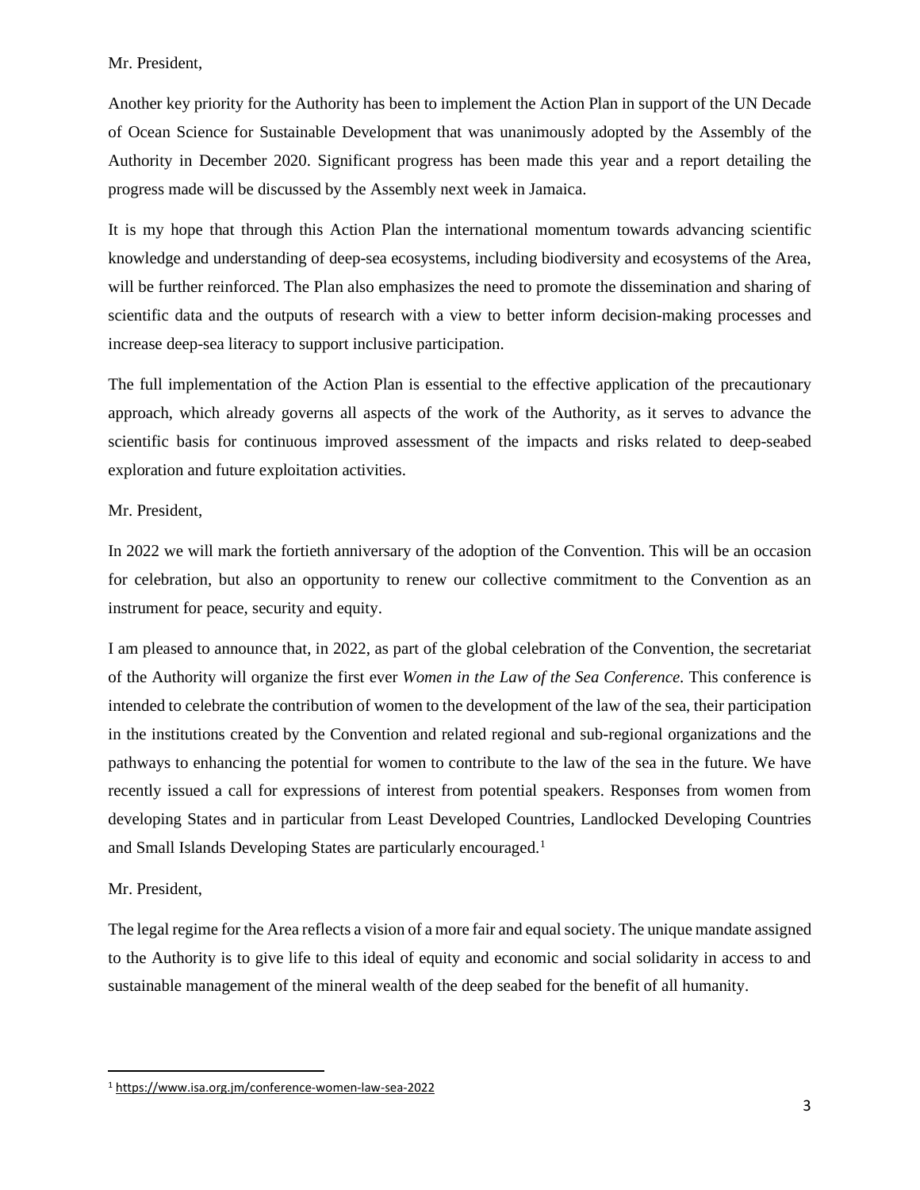Mr. President,

Another key priority for the Authority has been to implement the Action Plan in support of the UN Decade of Ocean Science for Sustainable Development that was unanimously adopted by the Assembly of the Authority in December 2020. Significant progress has been made this year and a report detailing the progress made will be discussed by the Assembly next week in Jamaica.

It is my hope that through this Action Plan the international momentum towards advancing scientific knowledge and understanding of deep-sea ecosystems, including biodiversity and ecosystems of the Area, will be further reinforced. The Plan also emphasizes the need to promote the dissemination and sharing of scientific data and the outputs of research with a view to better inform decision-making processes and increase deep-sea literacy to support inclusive participation.

The full implementation of the Action Plan is essential to the effective application of the precautionary approach, which already governs all aspects of the work of the Authority, as it serves to advance the scientific basis for continuous improved assessment of the impacts and risks related to deep-seabed exploration and future exploitation activities.

Mr. President,

In 2022 we will mark the fortieth anniversary of the adoption of the Convention. This will be an occasion for celebration, but also an opportunity to renew our collective commitment to the Convention as an instrument for peace, security and equity.

I am pleased to announce that, in 2022, as part of the global celebration of the Convention, the secretariat of the Authority will organize the first ever *Women in the Law of the Sea Conference.* This conference is intended to celebrate the contribution of women to the development of the law of the sea, their participation in the institutions created by the Convention and related regional and sub-regional organizations and the pathways to enhancing the potential for women to contribute to the law of the sea in the future. We have recently issued a call for expressions of interest from potential speakers. Responses from women from developing States and in particular from Least Developed Countries, Landlocked Developing Countries and Small Islands Developing States are particularly encouraged.[1]

Mr. President,

The legal regime for the Area reflects a vision of a more fair and equal society. The unique mandate assigned to the Authority is to give life to this ideal of equity and economic and social solidarity in access to and sustainable management of the mineral wealth of the deep seabed for the benefit of all humanity.

---

[1] https://www.isa.org.jm/conference-women-law-sea-2022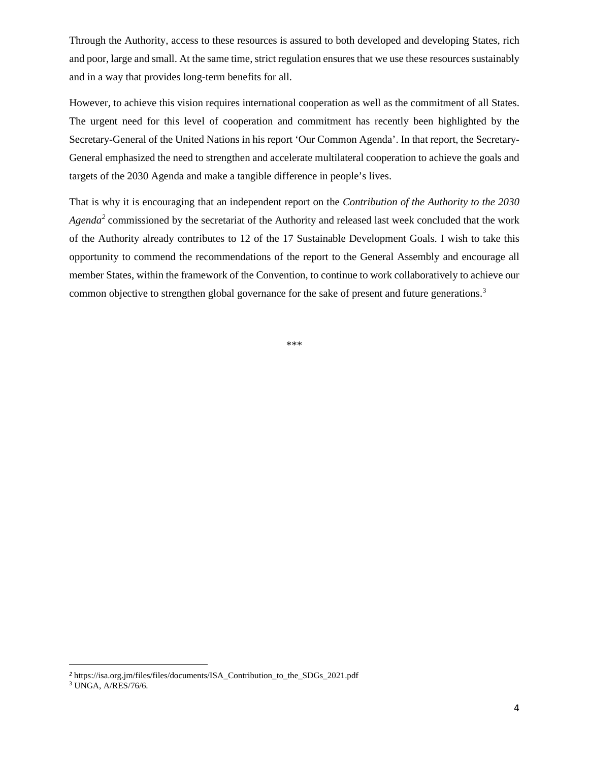Through the Authority, access to these resources is assured to both developed and developing States, rich and poor, large and small. At the same time, strict regulation ensures that we use these resources sustainably and in a way that provides long-term benefits for all.

However, to achieve this vision requires international cooperation as well as the commitment of all States. The urgent need for this level of cooperation and commitment has recently been highlighted by the Secretary-General of the United Nations in his report 'Our Common Agenda'. In that report, the Secretary-General emphasized the need to strengthen and accelerate multilateral cooperation to achieve the goals and targets of the 2030 Agenda and make a tangible difference in people's lives.

That is why it is encouraging that an independent report on the *Contribution of the Authority to the 2030 Agenda*[2] commissioned by the secretariat of the Authority and released last week concluded that the work of the Authority already contributes to 12 of the 17 Sustainable Development Goals. I wish to take this opportunity to commend the recommendations of the report to the General Assembly and encourage all member States, within the framework of the Convention, to continue to work collaboratively to achieve our common objective to strengthen global governance for the sake of present and future generations.[3]

\*\*\*

[2] https://isa.org.jm/files/files/documents/ISA_Contribution_to_the_SDGs_2021.pdf

[3] UNGA, A/RES/76/6.